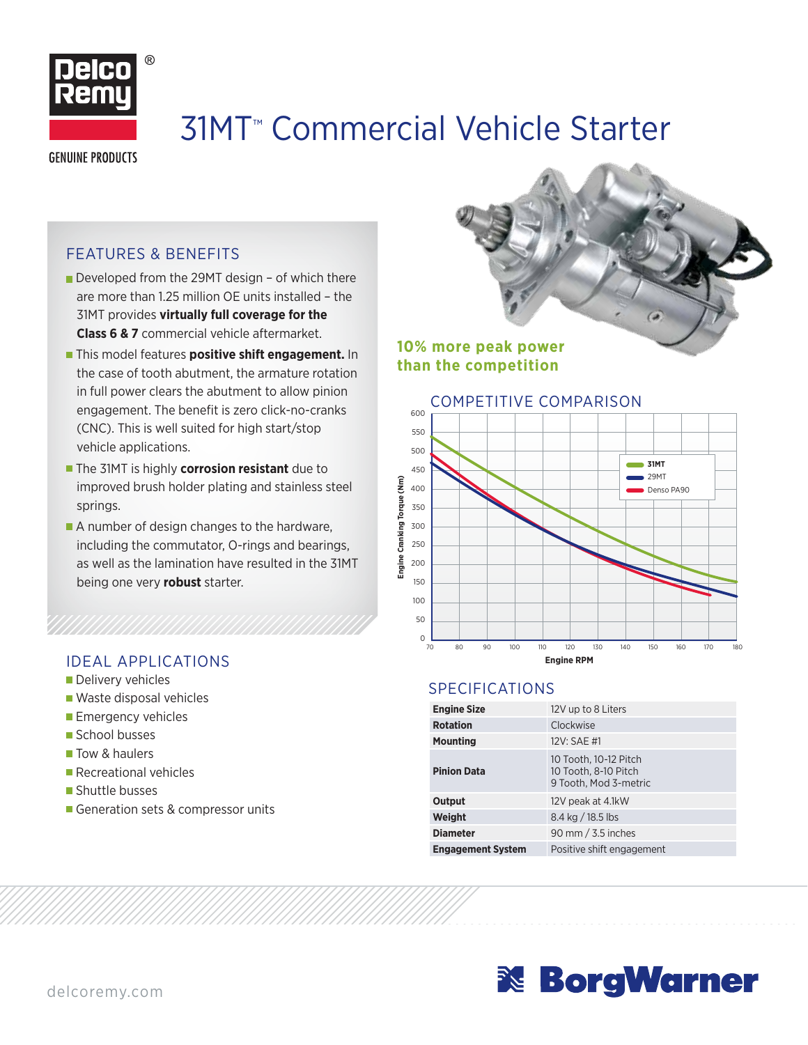Delco Remy®

GENUINE PRODUCTS

# 31MT™ Commercial Vehicle Starter

## FEATURES & BENEFITS

- Developed from the 29MT design – of which there are more than 1.25 million OE units installed – the 31MT provides **virtually full coverage for the Class 6 & 7** commercial vehicle aftermarket.
- This model features **positive shift engagement.** In the case of tooth abutment, the armature rotation in full power clears the abutment to allow pinion engagement. The benefit is zero click-no-cranks (CNC). This is well suited for high start/stop vehicle applications.
- The 31MT is highly **corrosion resistant** due to improved brush holder plating and stainless steel springs.
- A number of design changes to the hardware, including the commutator, O-rings and bearings, as well as the lamination have resulted in the 31MT being one very **robust** starter.

**10% more peak power than the competition**

## COMPETITIVE COMPARISON

Engine Cranking Torque (Nm) vs. Engine RPM (70–180); series: 31MT, 29MT, Denso PA90

## IDEAL APPLICATIONS

- Delivery vehicles
- Waste disposal vehicles
- Emergency vehicles
- School busses
- Tow & haulers
- Recreational vehicles
- Shuttle busses
- Generation sets & compressor units

## SPECIFICATIONS

| | |
|---|---|
| **Engine Size** | 12V up to 8 Liters |
| **Rotation** | Clockwise |
| **Mounting** | 12V: SAE #1 |
| **Pinion Data** | 10 Tooth, 10-12 Pitch<br>10 Tooth, 8-10 Pitch<br>9 Tooth, Mod 3-metric |
| **Output** | 12V peak at 4.1kW |
| **Weight** | 8.4 kg / 18.5 lbs |
| **Diameter** | 90 mm / 3.5 inches |
| **Engagement System** | Positive shift engagement |

delcoremy.com

BorgWarner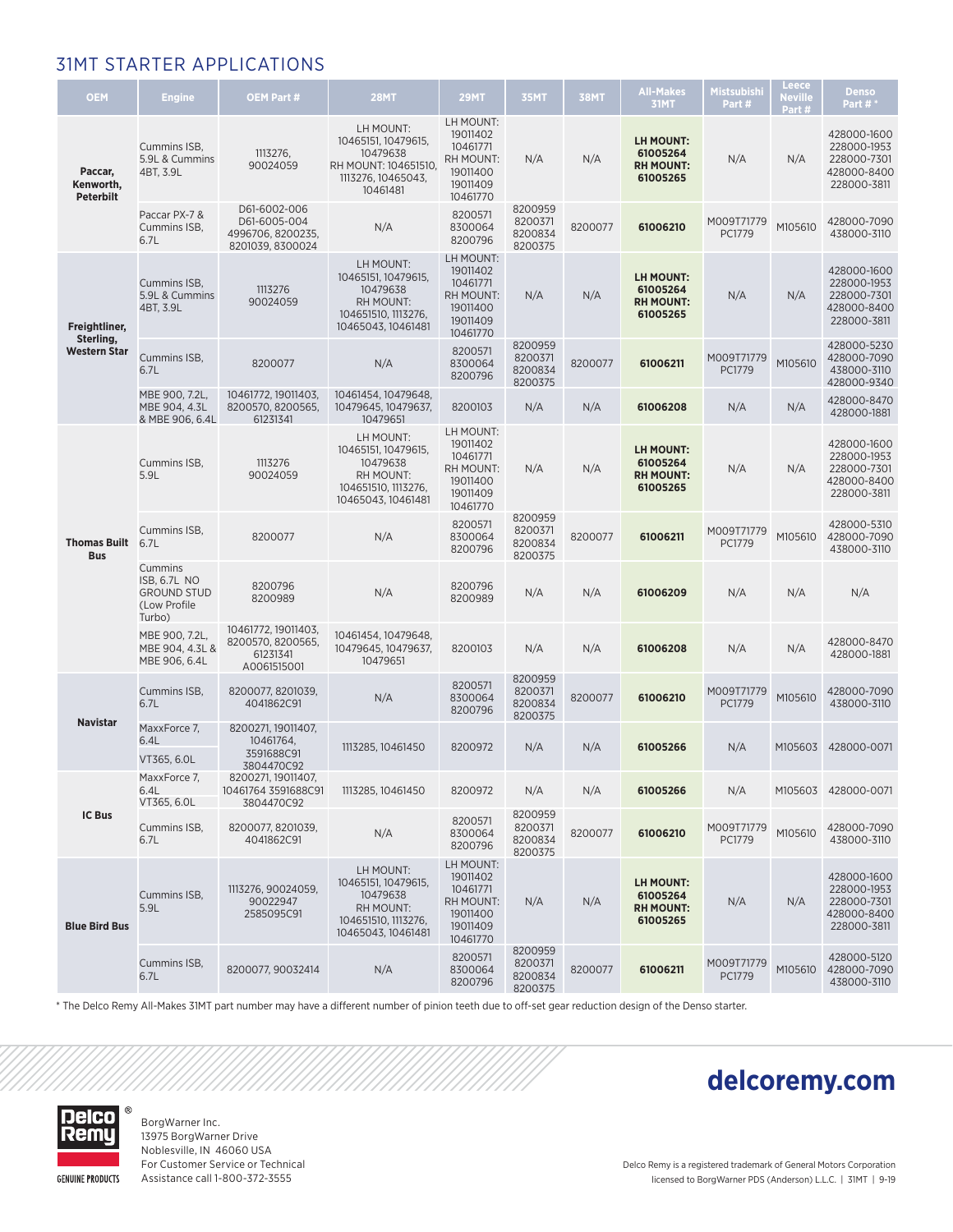## 31MT STARTER APPLICATIONS

| OEM | Engine | OEM Part # | 28MT | 29MT | 35MT | 38MT | All-Makes 31MT | Mistsubishi Part # | Leece Neville Part # | Denso Part # * |
|---|---|---|---|---|---|---|---|---|---|---|
| **Paccar, Kenworth, Peterbilt** | Cummins ISB, 5.9L & Cummins 4BT, 3.9L | 1113276, 90024059 | LH MOUNT: 10465151, 10479615, 10479638 RH MOUNT: 104651510, 1113276, 10465043, 10461481 | LH MOUNT: 19011402 10461771 RH MOUNT: 19011400 19011409 10461770 | N/A | N/A | **LH MOUNT: 61005264 RH MOUNT: 61005265** | N/A | N/A | 428000-1600 228000-1953 228000-7301 428000-8400 228000-3811 |
| | Paccar PX-7 & Cummins ISB, 6.7L | D61-6002-006 D61-6005-004 4996706, 8200235, 8201039, 8300024 | N/A | 8200571 8300064 8200796 | 8200959 8200371 8200834 8200375 | 8200077 | **61006210** | M009T71779 PC1779 | M105610 | 428000-7090 438000-3110 |
| **Freightliner, Sterling, Western Star** | Cummins ISB, 5.9L & Cummins 4BT, 3.9L | 1113276 90024059 | LH MOUNT: 10465151, 10479615, 10479638 RH MOUNT: 104651510, 1113276, 10465043, 10461481 | LH MOUNT: 19011402 10461771 RH MOUNT: 19011400 19011409 10461770 | N/A | N/A | **LH MOUNT: 61005264 RH MOUNT: 61005265** | N/A | N/A | 428000-1600 228000-1953 228000-7301 428000-8400 228000-3811 |
| | Cummins ISB, 6.7L | 8200077 | N/A | 8200571 8300064 8200796 | 8200959 8200371 8200834 8200375 | 8200077 | **61006211** | M009T71779 PC1779 | M105610 | 428000-5230 428000-7090 438000-3110 428000-9340 |
| | MBE 900, 7.2L, MBE 904, 4.3L & MBE 906, 6.4L | 10461772, 19011403, 8200570, 8200565, 61231341 | 10461454, 10479648, 10479645, 10479637, 10479651 | 8200103 | N/A | N/A | **61006208** | N/A | N/A | 428000-8470 428000-1881 |
| **Thomas Built Bus** | Cummins ISB, 5.9L | 1113276 90024059 | LH MOUNT: 10465151, 10479615, 10479638 RH MOUNT: 104651510, 1113276, 10465043, 10461481 | LH MOUNT: 19011402 10461771 RH MOUNT: 19011400 19011409 10461770 | N/A | N/A | **LH MOUNT: 61005264 RH MOUNT: 61005265** | N/A | N/A | 428000-1600 228000-1953 228000-7301 428000-8400 228000-3811 |
| | Cummins ISB, 6.7L | 8200077 | N/A | 8200571 8300064 8200796 | 8200959 8200371 8200834 8200375 | 8200077 | **61006211** | M009T71779 PC1779 | M105610 | 428000-5310 428000-7090 438000-3110 |
| | Cummins ISB, 6.7L NO GROUND STUD (Low Profile Turbo) | 8200796 8200989 | N/A | 8200796 8200989 | N/A | N/A | **61006209** | N/A | N/A | N/A |
| | MBE 900, 7.2L, MBE 904, 4.3L & MBE 906, 6.4L | 10461772, 19011403, 8200570, 8200565, 61231341 A0061515001 | 10461454, 10479648, 10479645, 10479637, 10479651 | 8200103 | N/A | N/A | **61006208** | N/A | N/A | 428000-8470 428000-1881 |
| **Navistar** | Cummins ISB, 6.7L | 8200077, 8201039, 4041862C91 | N/A | 8200571 8300064 8200796 | 8200959 8200371 8200834 8200375 | 8200077 | **61006210** | M009T71779 PC1779 | M105610 | 428000-7090 438000-3110 |
| | MaxxForce 7, 6.4L VT365, 6.0L | 8200271, 19011407, 10461764, 3591688C91 3804470C92 | 1113285, 10461450 | 8200972 | N/A | N/A | **61005266** | N/A | M105603 | 428000-0071 |
| **IC Bus** | MaxxForce 7, 6.4L VT365, 6.0L | 8200271, 19011407, 10461764 3591688C91 3804470C92 | 1113285, 10461450 | 8200972 | N/A | N/A | **61005266** | N/A | M105603 | 428000-0071 |
| | Cummins ISB, 6.7L | 8200077, 8201039, 4041862C91 | N/A | 8200571 8300064 8200796 | 8200959 8200371 8200834 8200375 | 8200077 | **61006210** | M009T71779 PC1779 | M105610 | 428000-7090 438000-3110 |
| **Blue Bird Bus** | Cummins ISB, 5.9L | 1113276, 90024059, 90022947 2585095C91 | LH MOUNT: 10465151, 10479615, 10479638 RH MOUNT: 104651510, 1113276, 10465043, 10461481 | LH MOUNT: 19011402 10461771 RH MOUNT: 19011400 19011409 10461770 | N/A | N/A | **LH MOUNT: 61005264 RH MOUNT: 61005265** | N/A | N/A | 428000-1600 228000-1953 228000-7301 428000-8400 228000-3811 |
| | Cummins ISB, 6.7L | 8200077, 90032414 | N/A | 8200571 8300064 8200796 | 8200959 8200371 8200834 8200375 | 8200077 | **61006211** | M009T71779 PC1779 | M105610 | 428000-5120 428000-7090 438000-3110 |

* The Delco Remy All-Makes 31MT part number may have a different number of pinion teeth due to off-set gear reduction design of the Denso starter.

**delcoremy.com**

Delco Remy® GENUINE PRODUCTS

BorgWarner Inc.
13975 BorgWarner Drive
Noblesville, IN 46060 USA
For Customer Service or Technical Assistance call 1-800-372-3555

Delco Remy is a registered trademark of General Motors Corporation licensed to BorgWarner PDS (Anderson) L.L.C. | 31MT | 9-19